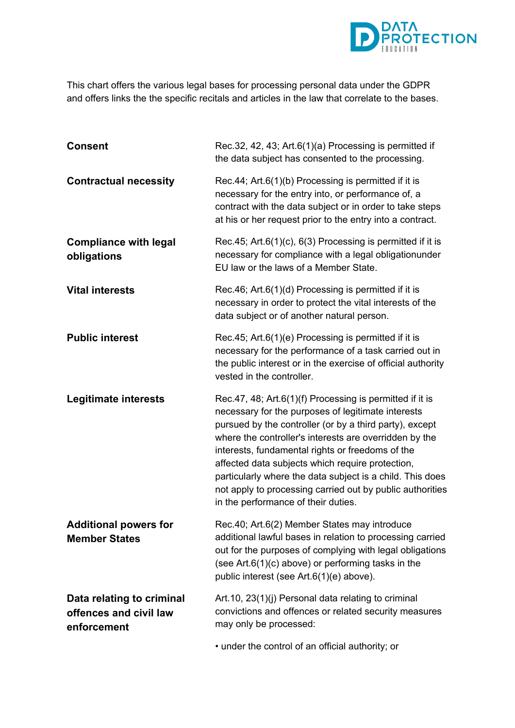This chart offers the various legal bases for processing personal data under the GDPR and offers links the the specific recitals and articles in the law that correlate to the bases.

| | |
|---|---|
| **Consent** | Rec.32, 42, 43; Art.6(1)(a) Processing is permitted if the data subject has consented to the processing. |
| **Contractual necessity** | Rec.44; Art.6(1)(b) Processing is permitted if it is necessary for the entry into, or performance of, a contract with the data subject or in order to take steps at his or her request prior to the entry into a contract. |
| **Compliance with legal obligations** | Rec.45; Art.6(1)(c), 6(3) Processing is permitted if it is necessary for compliance with a legal obligationunder EU law or the laws of a Member State. |
| **Vital interests** | Rec.46; Art.6(1)(d) Processing is permitted if it is necessary in order to protect the vital interests of the data subject or of another natural person. |
| **Public interest** | Rec.45; Art.6(1)(e) Processing is permitted if it is necessary for the performance of a task carried out in the public interest or in the exercise of official authority vested in the controller. |
| **Legitimate interests** | Rec.47, 48; Art.6(1)(f) Processing is permitted if it is necessary for the purposes of legitimate interests pursued by the controller (or by a third party), except where the controller's interests are overridden by the interests, fundamental rights or freedoms of the affected data subjects which require protection, particularly where the data subject is a child. This does not apply to processing carried out by public authorities in the performance of their duties. |
| **Additional powers for Member States** | Rec.40; Art.6(2) Member States may introduce additional lawful bases in relation to processing carried out for the purposes of complying with legal obligations (see Art.6(1)(c) above) or performing tasks in the public interest (see Art.6(1)(e) above). |
| **Data relating to criminal offences and civil law enforcement** | Art.10, 23(1)(j) Personal data relating to criminal convictions and offences or related security measures may only be processed:<br><br>• under the control of an official authority; or |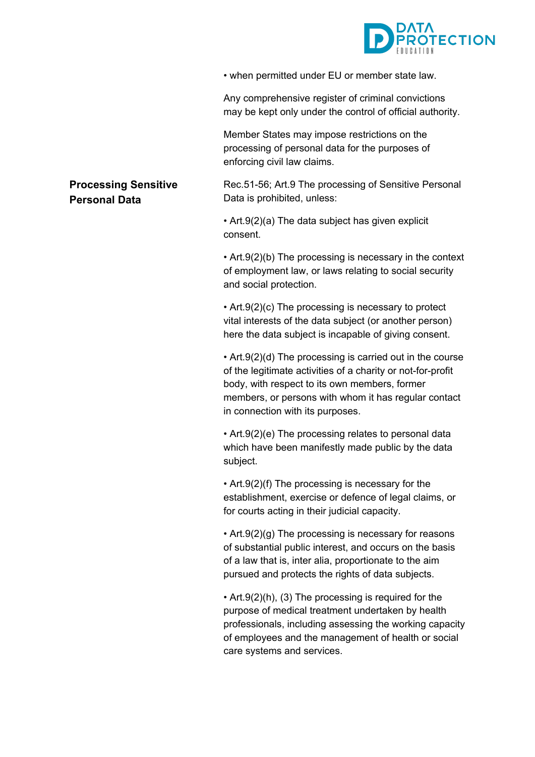• when permitted under EU or member state law.

Any comprehensive register of criminal convictions may be kept only under the control of official authority.

Member States may impose restrictions on the processing of personal data for the purposes of enforcing civil law claims.

**Processing Sensitive Personal Data**

Rec.51-56; Art.9 The processing of Sensitive Personal Data is prohibited, unless:

• Art.9(2)(a) The data subject has given explicit consent.

• Art.9(2)(b) The processing is necessary in the context of employment law, or laws relating to social security and social protection.

• Art.9(2)(c) The processing is necessary to protect vital interests of the data subject (or another person) here the data subject is incapable of giving consent.

• Art.9(2)(d) The processing is carried out in the course of the legitimate activities of a charity or not-for-profit body, with respect to its own members, former members, or persons with whom it has regular contact in connection with its purposes.

• Art.9(2)(e) The processing relates to personal data which have been manifestly made public by the data subject.

• Art.9(2)(f) The processing is necessary for the establishment, exercise or defence of legal claims, or for courts acting in their judicial capacity.

• Art.9(2)(g) The processing is necessary for reasons of substantial public interest, and occurs on the basis of a law that is, inter alia, proportionate to the aim pursued and protects the rights of data subjects.

• Art.9(2)(h), (3) The processing is required for the purpose of medical treatment undertaken by health professionals, including assessing the working capacity of employees and the management of health or social care systems and services.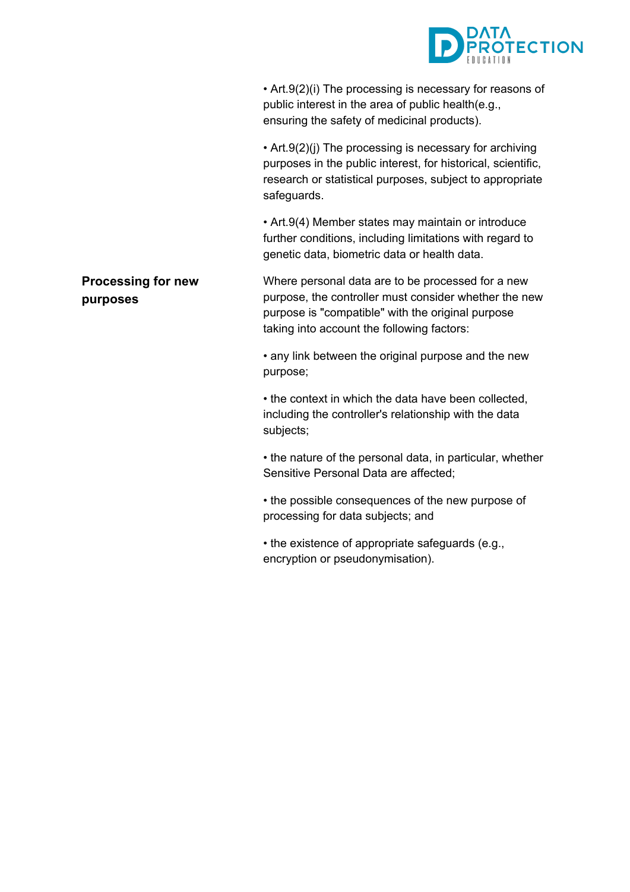• Art.9(2)(i) The processing is necessary for reasons of public interest in the area of public health(e.g., ensuring the safety of medicinal products).

• Art.9(2)(j) The processing is necessary for archiving purposes in the public interest, for historical, scientific, research or statistical purposes, subject to appropriate safeguards.

• Art.9(4) Member states may maintain or introduce further conditions, including limitations with regard to genetic data, biometric data or health data.

**Processing for new purposes**

Where personal data are to be processed for a new purpose, the controller must consider whether the new purpose is "compatible" with the original purpose taking into account the following factors:

• any link between the original purpose and the new purpose;

• the context in which the data have been collected, including the controller's relationship with the data subjects;

• the nature of the personal data, in particular, whether Sensitive Personal Data are affected;

• the possible consequences of the new purpose of processing for data subjects; and

• the existence of appropriate safeguards (e.g., encryption or pseudonymisation).